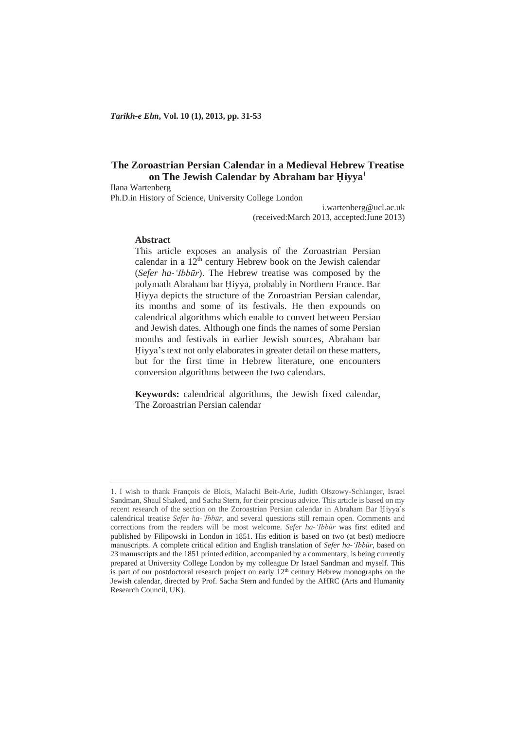# The Zoroastrian Persian Calendar in a Medieval Hebrew Treatise on The Jewish Calendar by Abraham bar Ḥiyya[1]

Ilana Wartenberg
Ph.D.in History of Science, University College London

i.wartenberg@ucl.ac.uk
(received:March 2013, accepted:June 2013)

**Abstract**

This article exposes an analysis of the Zoroastrian Persian calendar in a 12th century Hebrew book on the Jewish calendar (*Sefer ha-ʻIbbūr*). The Hebrew treatise was composed by the polymath Abraham bar Ḥiyya, probably in Northern France. Bar Ḥiyya depicts the structure of the Zoroastrian Persian calendar, its months and some of its festivals. He then expounds on calendrical algorithms which enable to convert between Persian and Jewish dates. Although one finds the names of some Persian months and festivals in earlier Jewish sources, Abraham bar Ḥiyya's text not only elaborates in greater detail on these matters, but for the first time in Hebrew literature, one encounters conversion algorithms between the two calendars.

**Keywords:** calendrical algorithms, the Jewish fixed calendar, The Zoroastrian Persian calendar

---

1. I wish to thank François de Blois, Malachi Beit-Arie, Judith Olszowy-Schlanger, Israel Sandman, Shaul Shaked, and Sacha Stern, for their precious advice. This article is based on my recent research of the section on the Zoroastrian Persian calendar in Abraham Bar Ḥiyya's calendrical treatise *Sefer ha-ʻIbbūr*, and several questions still remain open. Comments and corrections from the readers will be most welcome. *Sefer ha-ʻIbbūr* was first edited and published by Filipowski in London in 1851. His edition is based on two (at best) mediocre manuscripts. A complete critical edition and English translation of *Sefer ha-ʻIbbūr*, based on 23 manuscripts and the 1851 printed edition, accompanied by a commentary, is being currently prepared at University College London by my colleague Dr Israel Sandman and myself. This is part of our postdoctoral research project on early 12th century Hebrew monographs on the Jewish calendar, directed by Prof. Sacha Stern and funded by the AHRC (Arts and Humanity Research Council, UK).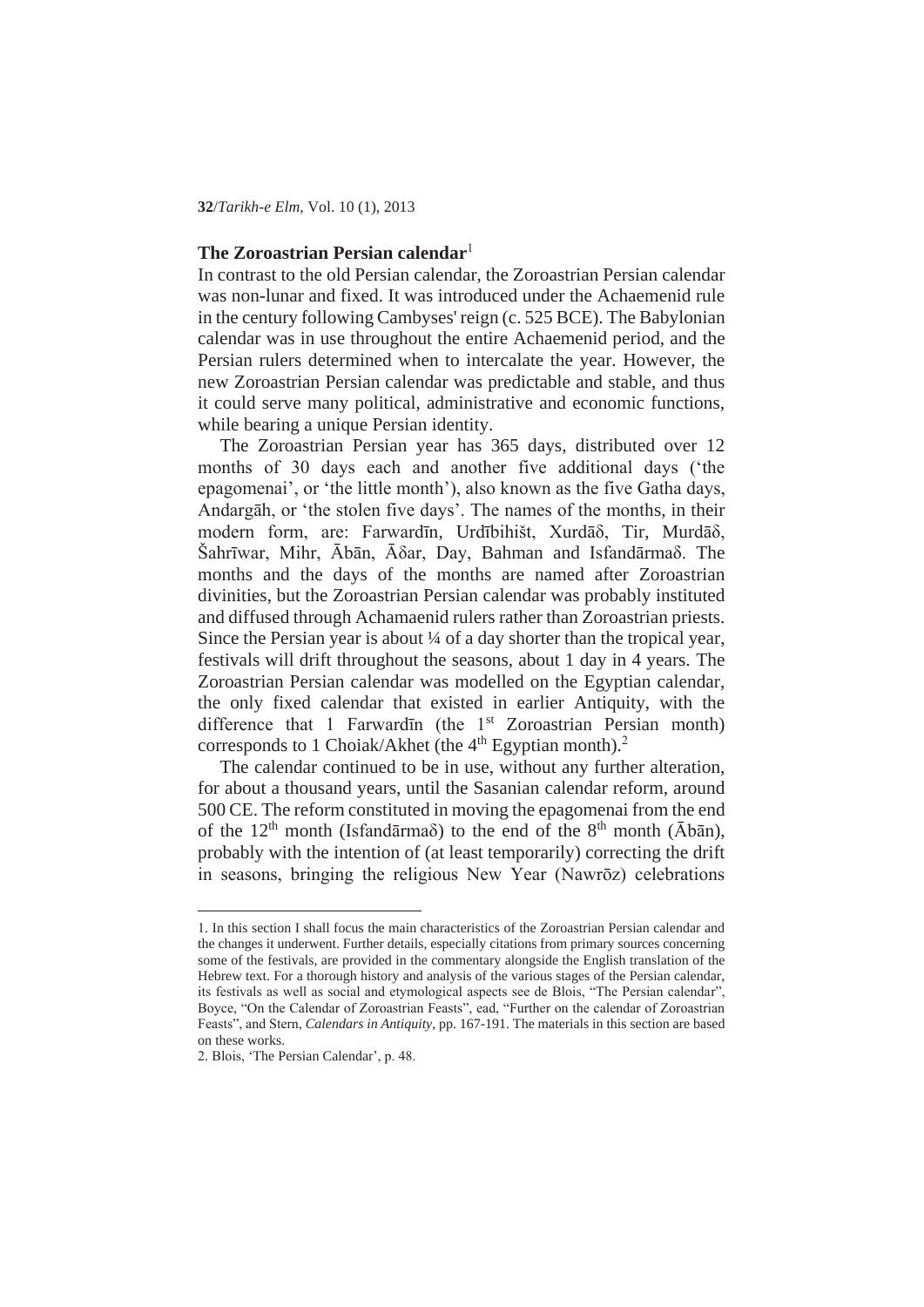## The Zoroastrian Persian calendar[1]

In contrast to the old Persian calendar, the Zoroastrian Persian calendar was non-lunar and fixed. It was introduced under the Achaemenid rule in the century following Cambyses' reign (c. 525 BCE). The Babylonian calendar was in use throughout the entire Achaemenid period, and the Persian rulers determined when to intercalate the year. However, the new Zoroastrian Persian calendar was predictable and stable, and thus it could serve many political, administrative and economic functions, while bearing a unique Persian identity.

The Zoroastrian Persian year has 365 days, distributed over 12 months of 30 days each and another five additional days ('the epagomenai', or 'the little month'), also known as the five Gatha days, Andargāh, or 'the stolen five days'. The names of the months, in their modern form, are: Farwardīn, Urdībihišt, Xurdāδ, Tir, Murdāδ, Šahrīwar, Mihr, Ābān, Āδar, Day, Bahman and Isfandārmaδ. The months and the days of the months are named after Zoroastrian divinities, but the Zoroastrian Persian calendar was probably instituted and diffused through Achamaenid rulers rather than Zoroastrian priests. Since the Persian year is about ¼ of a day shorter than the tropical year, festivals will drift throughout the seasons, about 1 day in 4 years. The Zoroastrian Persian calendar was modelled on the Egyptian calendar, the only fixed calendar that existed in earlier Antiquity, with the difference that 1 Farwardīn (the 1st Zoroastrian Persian month) corresponds to 1 Choiak/Akhet (the 4th Egyptian month).[2]

The calendar continued to be in use, without any further alteration, for about a thousand years, until the Sasanian calendar reform, around 500 CE. The reform constituted in moving the epagomenai from the end of the 12th month (Isfandārmaδ) to the end of the 8th month (Ābān), probably with the intention of (at least temporarily) correcting the drift in seasons, bringing the religious New Year (Nawrōz) celebrations

---

1. In this section I shall focus the main characteristics of the Zoroastrian Persian calendar and the changes it underwent. Further details, especially citations from primary sources concerning some of the festivals, are provided in the commentary alongside the English translation of the Hebrew text. For a thorough history and analysis of the various stages of the Persian calendar, its festivals as well as social and etymological aspects see de Blois, "The Persian calendar", Boyce, "On the Calendar of Zoroastrian Feasts", ead, "Further on the calendar of Zoroastrian Feasts", and Stern, *Calendars in Antiquity*, pp. 167-191. The materials in this section are based on these works.

2. Blois, 'The Persian Calendar', p. 48.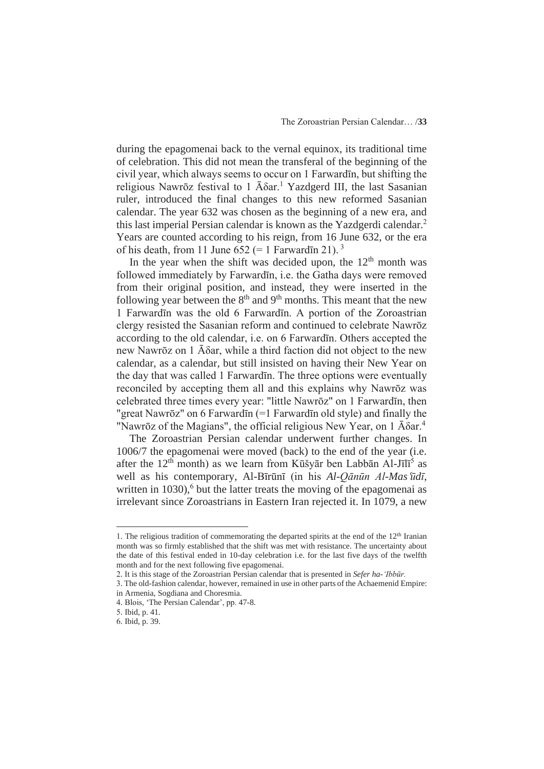during the epagomenai back to the vernal equinox, its traditional time of celebration. This did not mean the transferal of the beginning of the civil year, which always seems to occur on 1 Farwardīn, but shifting the religious Nawrōz festival to 1 Āδar.[1] Yazdgerd III, the last Sasanian ruler, introduced the final changes to this new reformed Sasanian calendar. The year 632 was chosen as the beginning of a new era, and this last imperial Persian calendar is known as the Yazdgerdi calendar.[2] Years are counted according to his reign, from 16 June 632, or the era of his death, from 11 June 652 (= 1 Farwardīn 21).[3]

In the year when the shift was decided upon, the 12th month was followed immediately by Farwardīn, i.e. the Gatha days were removed from their original position, and instead, they were inserted in the following year between the 8th and 9th months. This meant that the new 1 Farwardīn was the old 6 Farwardīn. A portion of the Zoroastrian clergy resisted the Sasanian reform and continued to celebrate Nawrōz according to the old calendar, i.e. on 6 Farwardīn. Others accepted the new Nawrōz on 1 Āδar, while a third faction did not object to the new calendar, as a calendar, but still insisted on having their New Year on the day that was called 1 Farwardīn. The three options were eventually reconciled by accepting them all and this explains why Nawrōz was celebrated three times every year: "little Nawrōz" on 1 Farwardīn, then "great Nawrōz" on 6 Farwardīn (=1 Farwardīn old style) and finally the "Nawrōz of the Magians", the official religious New Year, on 1 Āδar.[4]

The Zoroastrian Persian calendar underwent further changes. In 1006/7 the epagomenai were moved (back) to the end of the year (i.e. after the 12th month) as we learn from Kūšyār ben Labbān Al-Jīlī[5] as well as his contemporary, Al-Bīrūnī (in his *Al-Qānūn Al-Masʿūdī*, written in 1030),[6] but the latter treats the moving of the epagomenai as irrelevant since Zoroastrians in Eastern Iran rejected it. In 1079, a new

---

1. The religious tradition of commemorating the departed spirits at the end of the 12th Iranian month was so firmly established that the shift was met with resistance. The uncertainty about the date of this festival ended in 10-day celebration i.e. for the last five days of the twelfth month and for the next following five epagomenai.

2. It is this stage of the Zoroastrian Persian calendar that is presented in *Sefer ha-ʿIbbūr.*

3. The old-fashion calendar, however, remained in use in other parts of the Achaemenid Empire: in Armenia, Sogdiana and Choresmia.

4. Blois, 'The Persian Calendar', pp. 47-8.

5. Ibid, p. 41.

6. Ibid, p. 39.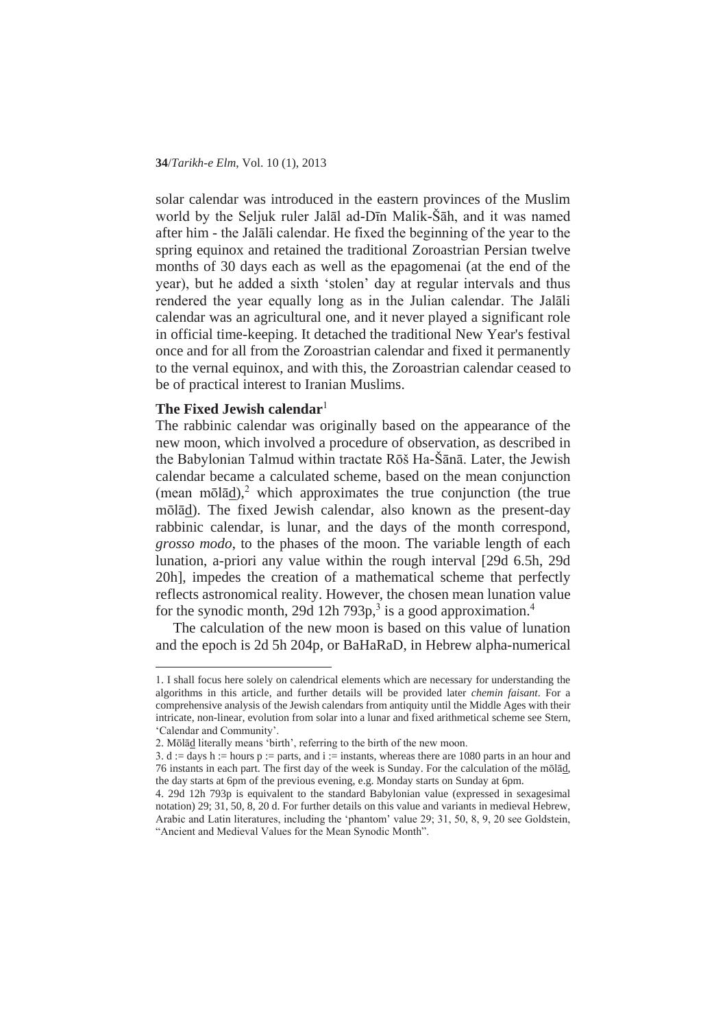solar calendar was introduced in the eastern provinces of the Muslim world by the Seljuk ruler Jalāl ad-Dīn Malik-Šāh, and it was named after him - the Jalāli calendar. He fixed the beginning of the year to the spring equinox and retained the traditional Zoroastrian Persian twelve months of 30 days each as well as the epagomenai (at the end of the year), but he added a sixth 'stolen' day at regular intervals and thus rendered the year equally long as in the Julian calendar. The Jalāli calendar was an agricultural one, and it never played a significant role in official time-keeping. It detached the traditional New Year's festival once and for all from the Zoroastrian calendar and fixed it permanently to the vernal equinox, and with this, the Zoroastrian calendar ceased to be of practical interest to Iranian Muslims.

**The Fixed Jewish calendar**[1]

The rabbinic calendar was originally based on the appearance of the new moon, which involved a procedure of observation, as described in the Babylonian Talmud within tractate Rōš Ha-Šānā. Later, the Jewish calendar became a calculated scheme, based on the mean conjunction (mean mōlād),[2] which approximates the true conjunction (the true mōlād). The fixed Jewish calendar, also known as the present-day rabbinic calendar, is lunar, and the days of the month correspond, *grosso modo*, to the phases of the moon. The variable length of each lunation, a-priori any value within the rough interval [29d 6.5h, 29d 20h], impedes the creation of a mathematical scheme that perfectly reflects astronomical reality. However, the chosen mean lunation value for the synodic month, 29d 12h 793p,[3] is a good approximation.[4]

The calculation of the new moon is based on this value of lunation and the epoch is 2d 5h 204p, or BaHaRaD, in Hebrew alpha-numerical

---

1. I shall focus here solely on calendrical elements which are necessary for understanding the algorithms in this article, and further details will be provided later *chemin faisant*. For a comprehensive analysis of the Jewish calendars from antiquity until the Middle Ages with their intricate, non-linear, evolution from solar into a lunar and fixed arithmetical scheme see Stern, 'Calendar and Community'.

2. Mōlād literally means 'birth', referring to the birth of the new moon.

3. d := days h := hours p := parts, and i := instants, whereas there are 1080 parts in an hour and 76 instants in each part. The first day of the week is Sunday. For the calculation of the mōlād, the day starts at 6pm of the previous evening, e.g. Monday starts on Sunday at 6pm.

4. 29d 12h 793p is equivalent to the standard Babylonian value (expressed in sexagesimal notation) 29; 31, 50, 8, 20 d. For further details on this value and variants in medieval Hebrew, Arabic and Latin literatures, including the 'phantom' value 29; 31, 50, 8, 9, 20 see Goldstein, "Ancient and Medieval Values for the Mean Synodic Month".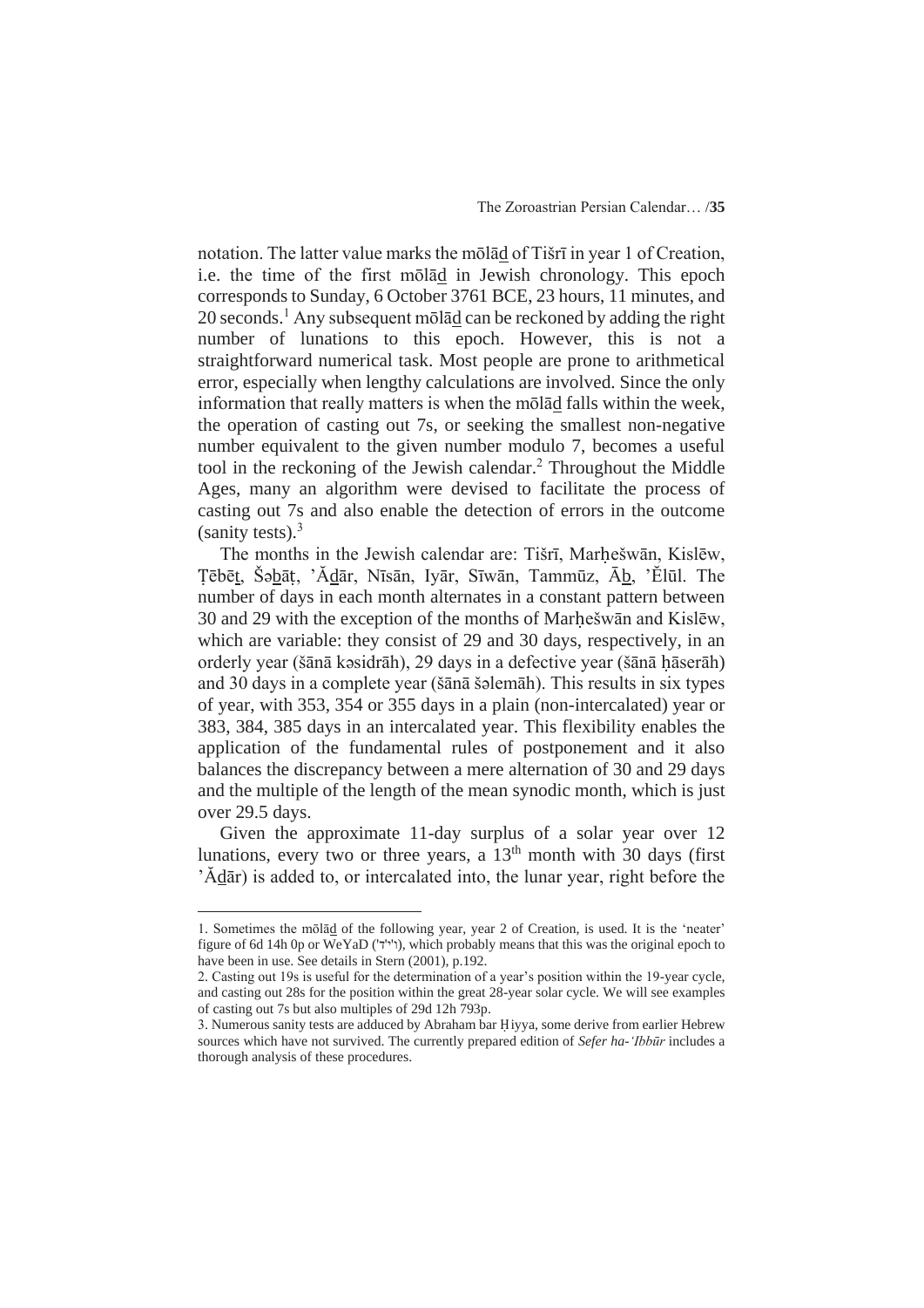notation. The latter value marks the mōlāḏ of Tišrī in year 1 of Creation, i.e. the time of the first mōlāḏ in Jewish chronology. This epoch corresponds to Sunday, 6 October 3761 BCE, 23 hours, 11 minutes, and 20 seconds.[1] Any subsequent mōlāḏ can be reckoned by adding the right number of lunations to this epoch. However, this is not a straightforward numerical task. Most people are prone to arithmetical error, especially when lengthy calculations are involved. Since the only information that really matters is when the mōlāḏ falls within the week, the operation of casting out 7s, or seeking the smallest non-negative number equivalent to the given number modulo 7, becomes a useful tool in the reckoning of the Jewish calendar.[2] Throughout the Middle Ages, many an algorithm were devised to facilitate the process of casting out 7s and also enable the detection of errors in the outcome (sanity tests).[3]

The months in the Jewish calendar are: Tišrī, Marḥešwān, Kislēw, Ṭēbēṯ, Šəḇāṭ, ʼĂḏār, Nīsān, Iyār, Sīwān, Tammūz, Āḇ, ʼĔlūl. The number of days in each month alternates in a constant pattern between 30 and 29 with the exception of the months of Marḥešwān and Kislēw, which are variable: they consist of 29 and 30 days, respectively, in an orderly year (šānā kəsidrāh), 29 days in a defective year (šānā ḥāserāh) and 30 days in a complete year (šānā šəlemāh). This results in six types of year, with 353, 354 or 355 days in a plain (non-intercalated) year or 383, 384, 385 days in an intercalated year. This flexibility enables the application of the fundamental rules of postponement and it also balances the discrepancy between a mere alternation of 30 and 29 days and the multiple of the length of the mean synodic month, which is just over 29.5 days.

Given the approximate 11-day surplus of a solar year over 12 lunations, every two or three years, a 13th month with 30 days (first ʼĂḏār) is added to, or intercalated into, the lunar year, right before the

---

1. Sometimes the mōlāḏ of the following year, year 2 of Creation, is used. It is the 'neater' figure of 6d 14h 0p or WeYaD ('ו'י'ד), which probably means that this was the original epoch to have been in use. See details in Stern (2001), p.192.

2. Casting out 19s is useful for the determination of a year's position within the 19-year cycle, and casting out 28s for the position within the great 28-year solar cycle. We will see examples of casting out 7s but also multiples of 29d 12h 793p.

3. Numerous sanity tests are adduced by Abraham bar Ḥiyya, some derive from earlier Hebrew sources which have not survived. The currently prepared edition of *Sefer ha-ʻIbbūr* includes a thorough analysis of these procedures.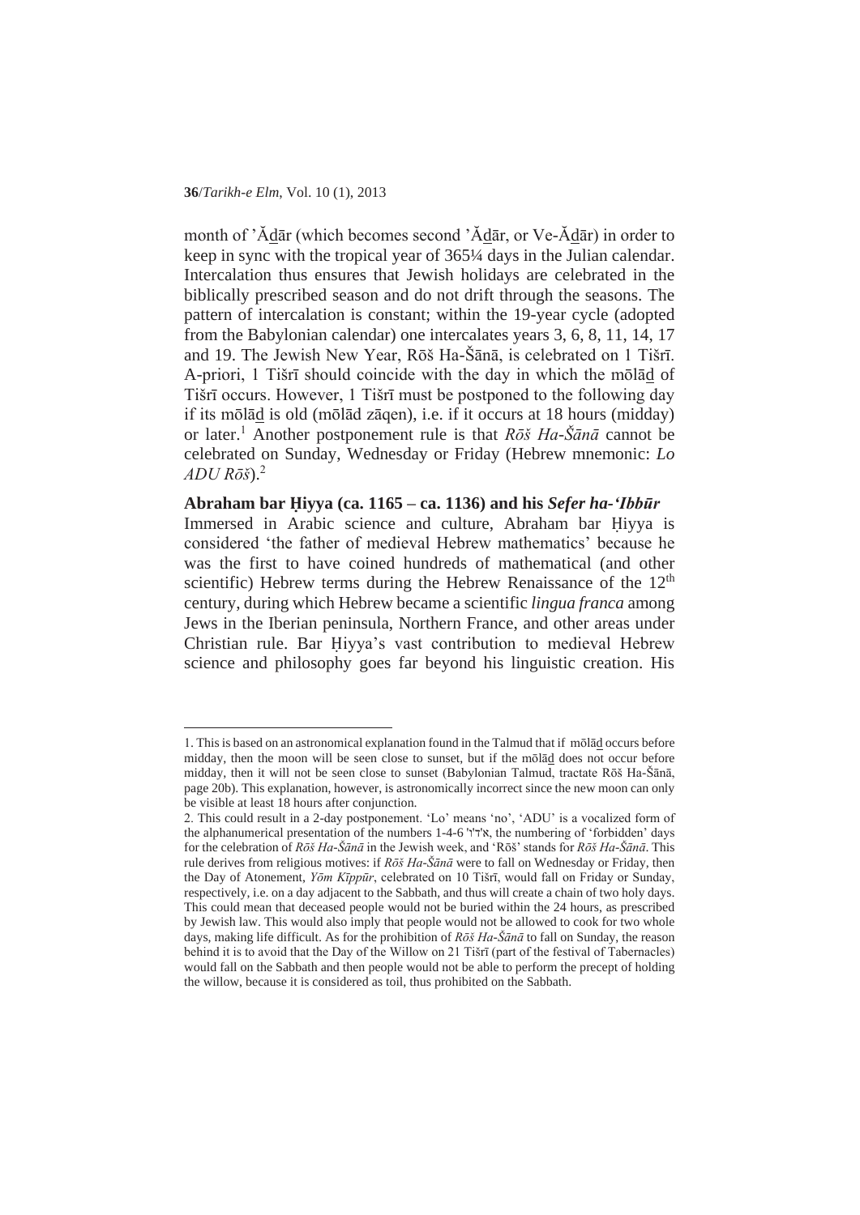month of 'Ădār (which becomes second 'Ădār, or Ve-Ădār) in order to keep in sync with the tropical year of 365¼ days in the Julian calendar. Intercalation thus ensures that Jewish holidays are celebrated in the biblically prescribed season and do not drift through the seasons. The pattern of intercalation is constant; within the 19-year cycle (adopted from the Babylonian calendar) one intercalates years 3, 6, 8, 11, 14, 17 and 19. The Jewish New Year, Rōš Ha-Šānā, is celebrated on 1 Tišrī. A-priori, 1 Tišrī should coincide with the day in which the mōlād of Tišrī occurs. However, 1 Tišrī must be postponed to the following day if its mōlād is old (mōlād zāqen), i.e. if it occurs at 18 hours (midday) or later.[1] Another postponement rule is that *Rōš Ha-Šānā* cannot be celebrated on Sunday, Wednesday or Friday (Hebrew mnemonic: *Lo ADU Rōš*).[2]

## Abraham bar Ḥiyya (ca. 1165 – ca. 1136) and his *Sefer ha-'Ibbūr*

Immersed in Arabic science and culture, Abraham bar Ḥiyya is considered 'the father of medieval Hebrew mathematics' because he was the first to have coined hundreds of mathematical (and other scientific) Hebrew terms during the Hebrew Renaissance of the 12th century, during which Hebrew became a scientific *lingua franca* among Jews in the Iberian peninsula, Northern France, and other areas under Christian rule. Bar Ḥiyya's vast contribution to medieval Hebrew science and philosophy goes far beyond his linguistic creation. His

---

1. This is based on an astronomical explanation found in the Talmud that if mōlād occurs before midday, then the moon will be seen close to sunset, but if the mōlād does not occur before midday, then it will not be seen close to sunset (Babylonian Talmud, tractate Rōš Ha-Šānā, page 20b). This explanation, however, is astronomically incorrect since the new moon can only be visible at least 18 hours after conjunction.

2. This could result in a 2-day postponement. 'Lo' means 'no', 'ADU' is a vocalized form of the alphanumerical presentation of the numbers 1-4-6 א'ד'ו', the numbering of 'forbidden' days for the celebration of *Rōš Ha-Šānā* in the Jewish week, and 'Rōš' stands for *Rōš Ha-Šānā*. This rule derives from religious motives: if *Rōš Ha-Šānā* were to fall on Wednesday or Friday, then the Day of Atonement, *Yōm Kīppūr*, celebrated on 10 Tišrī, would fall on Friday or Sunday, respectively, i.e. on a day adjacent to the Sabbath, and thus will create a chain of two holy days. This could mean that deceased people would not be buried within the 24 hours, as prescribed by Jewish law. This would also imply that people would not be allowed to cook for two whole days, making life difficult. As for the prohibition of *Rōš Ha-Šānā* to fall on Sunday, the reason behind it is to avoid that the Day of the Willow on 21 Tišrī (part of the festival of Tabernacles) would fall on the Sabbath and then people would not be able to perform the precept of holding the willow, because it is considered as toil, thus prohibited on the Sabbath.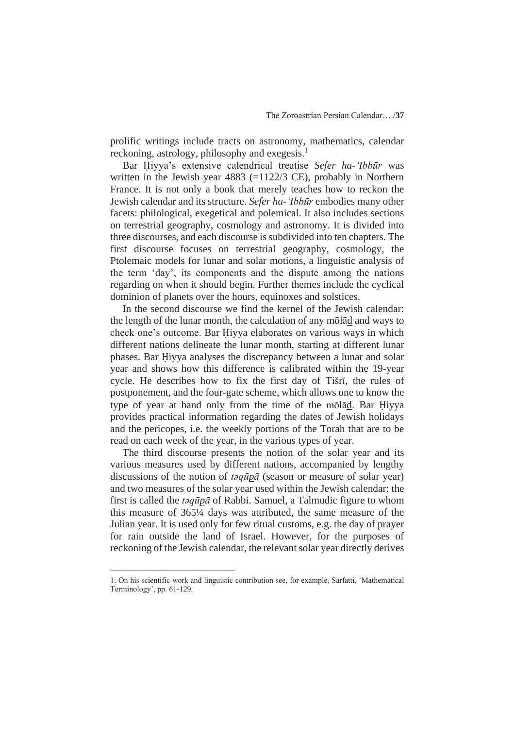prolific writings include tracts on astronomy, mathematics, calendar reckoning, astrology, philosophy and exegesis.[1]

Bar Ḥiyya's extensive calendrical treatise *Sefer ha-'Ibbūr* was written in the Jewish year 4883 (=1122/3 CE), probably in Northern France. It is not only a book that merely teaches how to reckon the Jewish calendar and its structure. *Sefer ha-'Ibbūr* embodies many other facets: philological, exegetical and polemical. It also includes sections on terrestrial geography, cosmology and astronomy. It is divided into three discourses, and each discourse is subdivided into ten chapters. The first discourse focuses on terrestrial geography, cosmology, the Ptolemaic models for lunar and solar motions, a linguistic analysis of the term 'day', its components and the dispute among the nations regarding on when it should begin. Further themes include the cyclical dominion of planets over the hours, equinoxes and solstices.

In the second discourse we find the kernel of the Jewish calendar: the length of the lunar month, the calculation of any mōlāḏ and ways to check one's outcome. Bar Ḥiyya elaborates on various ways in which different nations delineate the lunar month, starting at different lunar phases. Bar Ḥiyya analyses the discrepancy between a lunar and solar year and shows how this difference is calibrated within the 19-year cycle. He describes how to fix the first day of Tišrī, the rules of postponement, and the four-gate scheme, which allows one to know the type of year at hand only from the time of the mōlāḏ. Bar Ḥiyya provides practical information regarding the dates of Jewish holidays and the pericopes, i.e. the weekly portions of the Torah that are to be read on each week of the year, in the various types of year.

The third discourse presents the notion of the solar year and its various measures used by different nations, accompanied by lengthy discussions of the notion of *təqūp̄ā* (season or measure of solar year) and two measures of the solar year used within the Jewish calendar: the first is called the *təqūp̄ā* of Rabbi. Samuel, a Talmudic figure to whom this measure of 365¼ days was attributed, the same measure of the Julian year. It is used only for few ritual customs, e.g. the day of prayer for rain outside the land of Israel. However, for the purposes of reckoning of the Jewish calendar, the relevant solar year directly derives

---

1. On his scientific work and linguistic contribution see, for example, Sarfatti, 'Mathematical Terminology', pp. 61-129.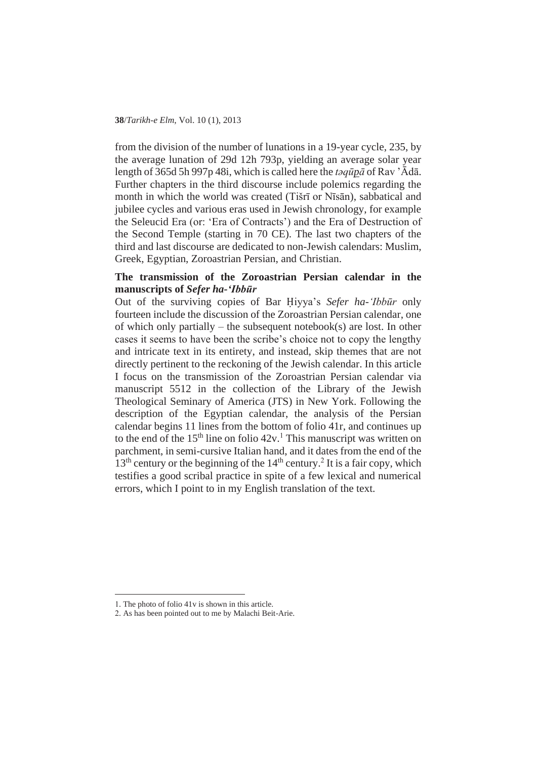from the division of the number of lunations in a 19-year cycle, 235, by the average lunation of 29d 12h 793p, yielding an average solar year length of 365d 5h 997p 48i, which is called here the *təqūp̱ā* of Rav ʼĀdā. Further chapters in the third discourse include polemics regarding the month in which the world was created (Tišrī or Nīsān), sabbatical and jubilee cycles and various eras used in Jewish chronology, for example the Seleucid Era (or: 'Era of Contracts') and the Era of Destruction of the Second Temple (starting in 70 CE). The last two chapters of the third and last discourse are dedicated to non-Jewish calendars: Muslim, Greek, Egyptian, Zoroastrian Persian, and Christian.

### The transmission of the Zoroastrian Persian calendar in the manuscripts of *Sefer ha-'Ibbūr*

Out of the surviving copies of Bar Ḥiyya's *Sefer ha-'Ibbūr* only fourteen include the discussion of the Zoroastrian Persian calendar, one of which only partially – the subsequent notebook(s) are lost. In other cases it seems to have been the scribe's choice not to copy the lengthy and intricate text in its entirety, and instead, skip themes that are not directly pertinent to the reckoning of the Jewish calendar. In this article I focus on the transmission of the Zoroastrian Persian calendar via manuscript 5512 in the collection of the Library of the Jewish Theological Seminary of America (JTS) in New York. Following the description of the Egyptian calendar, the analysis of the Persian calendar begins 11 lines from the bottom of folio 41r, and continues up to the end of the 15th line on folio 42v.[1] This manuscript was written on parchment, in semi-cursive Italian hand, and it dates from the end of the 13th century or the beginning of the 14th century.[2] It is a fair copy, which testifies a good scribal practice in spite of a few lexical and numerical errors, which I point to in my English translation of the text.

---

1. The photo of folio 41v is shown in this article.
2. As has been pointed out to me by Malachi Beit-Arie.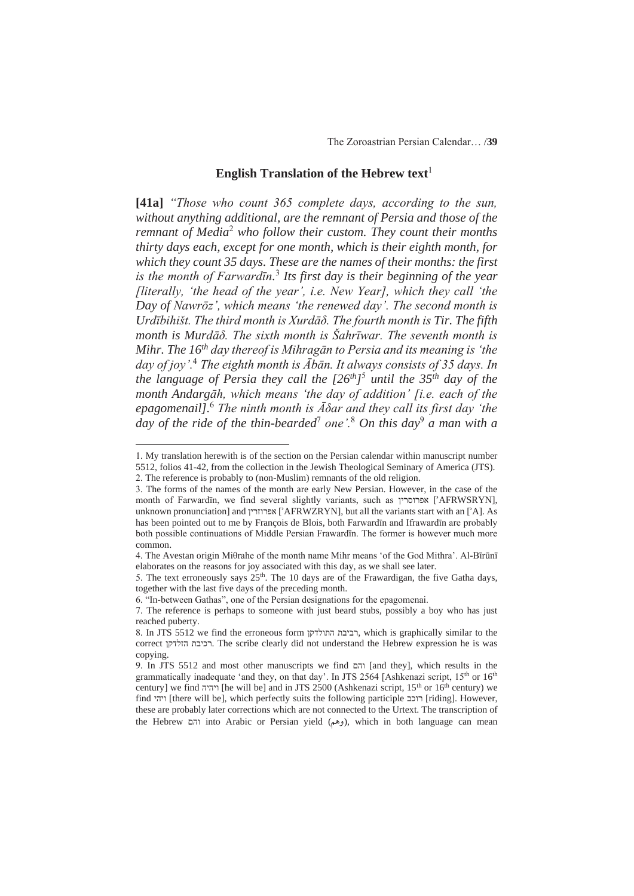## English Translation of the Hebrew text[1]

**[41a]** *"Those who count 365 complete days, according to the sun, without anything additional, are the remnant of Persia and those of the remnant of Media*[2] *who follow their custom. They count their months thirty days each, except for one month, which is their eighth month, for which they count 35 days. These are the names of their months: the first is the month of Farwardīn.*[3] *Its first day is their beginning of the year [literally, 'the head of the year', i.e. New Year], which they call 'the Day of Nawrōz', which means 'the renewed day'. The second month is Urdībihišt. The third month is Xurdāδ. The fourth month is Tir. The fifth month is Murdāδ. The sixth month is Šahrīwar. The seventh month is Mihr. The 16th day thereof is Mihragān to Persia and its meaning is 'the day of joy'.*[4] *The eighth month is Ābān. It always consists of 35 days. In the language of Persia they call the [26th]*[5] *until the 35th day of the month Andargāh, which means 'the day of addition' [i.e. each of the epagomenai].*[6] *The ninth month is Āδar and they call its first day 'the day of the ride of the thin-bearded*[7] *one'.*[8] *On this day*[9] *a man with a*

---

1. My translation herewith is of the section on the Persian calendar within manuscript number 5512, folios 41-42, from the collection in the Jewish Theological Seminary of America (JTS).
2. The reference is probably to (non-Muslim) remnants of the old religion.
3. The forms of the names of the month are early New Persian. However, in the case of the month of Farwardīn, we find several slightly variants, such as אפרוסרין ['AFRWSRYN], unknown pronunciation] and אפרוזרין ['AFRWZRYN], but all the variants start with an ['A]. As has been pointed out to me by François de Blois, both Farwardīn and Ifrawardīn are probably both possible continuations of Middle Persian Frawardīn. The former is however much more common.
4. The Avestan origin Miθrahe of the month name Mihr means 'of the God Mithra'. Al-Bīrūnī elaborates on the reasons for joy associated with this day, as we shall see later.
5. The text erroneously says 25th. The 10 days are of the Frawardigan, the five Gatha days, together with the last five days of the preceding month.
6. "In-between Gathas", one of the Persian designations for the epagomenai.
7. The reference is perhaps to someone with just beard stubs, possibly a boy who has just reached puberty.
8. In JTS 5512 we find the erroneous form רביבת התולדקן, which is graphically similar to the correct רכיבת הזלדקן. The scribe clearly did not understand the Hebrew expression he is was copying.
9. In JTS 5512 and most other manuscripts we find והם [and they], which results in the grammatically inadequate 'and they, on that day'. In JTS 2564 [Ashkenazi script, 15th or 16th century] we find ויהיה [he will be] and in JTS 2500 (Ashkenazi script, 15th or 16th century) we find ויהי [there will be], which perfectly suits the following participle רוכב [riding]. However, these are probably later corrections which are not connected to the Urtext. The transcription of the Hebrew והם into Arabic or Persian yield (وهم), which in both language can mean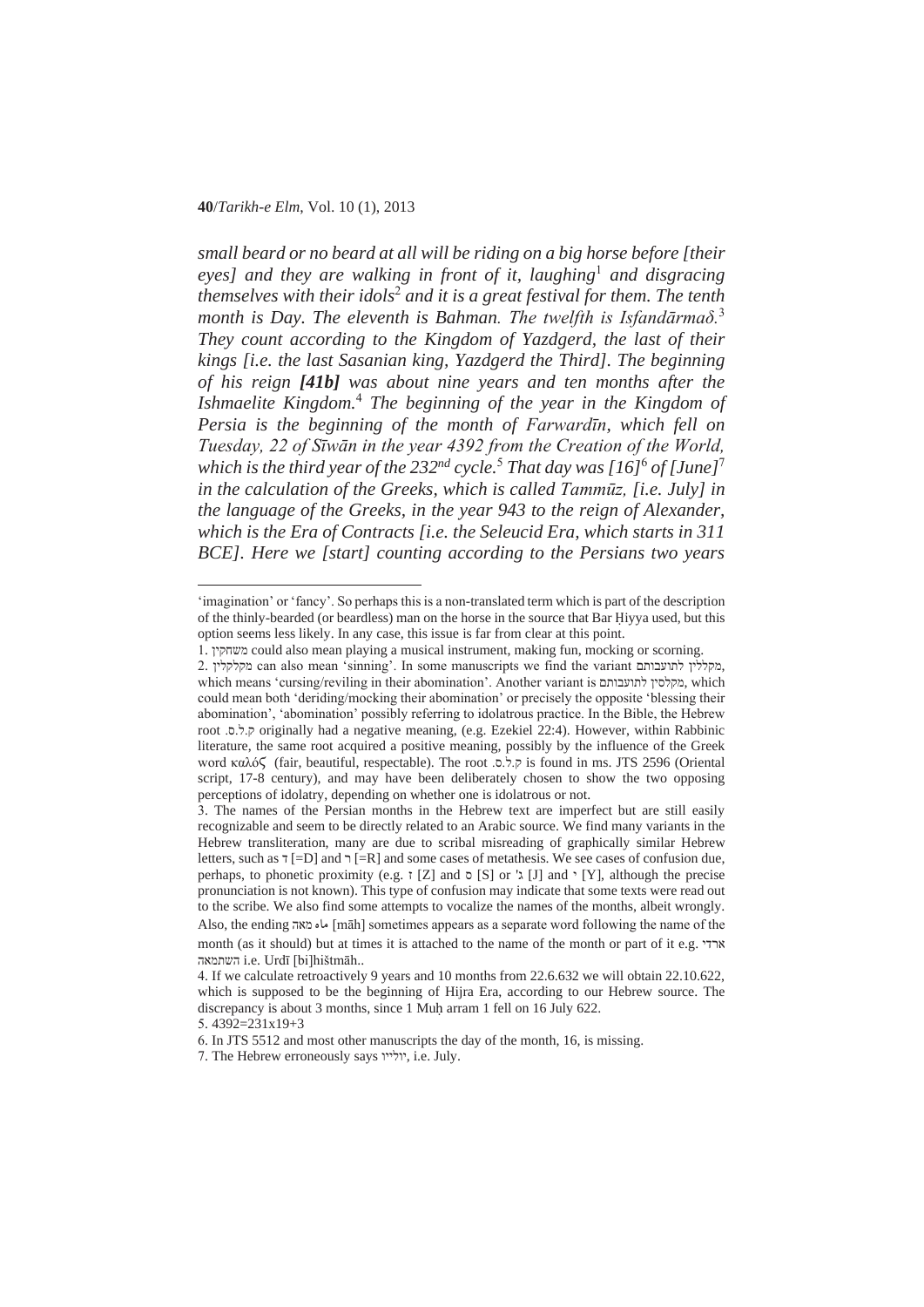*small beard or no beard at all will be riding on a big horse before [their eyes] and they are walking in front of it, laughing*[1] *and disgracing themselves with their idols*[2] *and it is a great festival for them. The tenth month is Day. The eleventh is Bahman. The twelfth is Isfandārmaδ.*[3] *They count according to the Kingdom of Yazdgerd, the last of their kings [i.e. the last Sasanian king, Yazdgerd the Third]. The beginning of his reign* ***[41b]*** *was about nine years and ten months after the Ishmaelite Kingdom.*[4] *The beginning of the year in the Kingdom of Persia is the beginning of the month of Farwardīn, which fell on Tuesday, 22 of Sīwān in the year 4392 from the Creation of the World, which is the third year of the 232*$^{nd}$ *cycle.*[5] *That day was [16]*[6] *of [June]*[7] *in the calculation of the Greeks, which is called Tammūz, [i.e. July] in the language of the Greeks, in the year 943 to the reign of Alexander, which is the Era of Contracts [i.e. the Seleucid Era, which starts in 311 BCE]. Here we [start] counting according to the Persians two years*

---

'imagination' or 'fancy'. So perhaps this is a non-translated term which is part of the description of the thinly-bearded (or beardless) man on the horse in the source that Bar Ḥiyya used, but this option seems less likely. In any case, this issue is far from clear at this point.

1. משחקין could also mean playing a musical instrument, making fun, mocking or scorning.

2. מקלקלין can also mean 'sinning'. In some manuscripts we find the variant מקללין לתועבותם, which means 'cursing/reviling in their abomination'. Another variant is מקלסין לתועבותם, which could mean both 'deriding/mocking their abomination' or precisely the opposite 'blessing their abomination', 'abomination' possibly referring to idolatrous practice. In the Bible, the Hebrew root ק.ל.ס. originally had a negative meaning, (e.g. Ezekiel 22:4). However, within Rabbinic literature, the same root acquired a positive meaning, possibly by the influence of the Greek word καλός (fair, beautiful, respectable). The root ק.ל.ס. is found in ms. JTS 2596 (Oriental script, 17-8 century), and may have been deliberately chosen to show the two opposing perceptions of idolatry, depending on whether one is idolatrous or not.

3. The names of the Persian months in the Hebrew text are imperfect but are still easily recognizable and seem to be directly related to an Arabic source. We find many variants in the Hebrew transliteration, many are due to scribal misreading of graphically similar Hebrew letters, such as ד [=D] and ר [=R] and some cases of metathesis. We see cases of confusion due, perhaps, to phonetic proximity (e.g. ז [Z] and ס [S] or ג' [J] and י [Y], although the precise pronunciation is not known). This type of confusion may indicate that some texts were read out to the scribe. We also find some attempts to vocalize the names of the months, albeit wrongly. Also, the ending ماه מאה [māh] sometimes appears as a separate word following the name of the month (as it should) but at times it is attached to the name of the month or part of it e.g. ארדי השתמאה i.e. Urdī [bi]hištmāh..

4. If we calculate retroactively 9 years and 10 months from 22.6.632 we will obtain 22.10.622, which is supposed to be the beginning of Hijra Era, according to our Hebrew source. The discrepancy is about 3 months, since 1 Muḥarram 1 fell on 16 July 622.

5. 4392=231x19+3

6. In JTS 5512 and most other manuscripts the day of the month, 16, is missing.

7. The Hebrew erroneously says יולייו, i.e. July.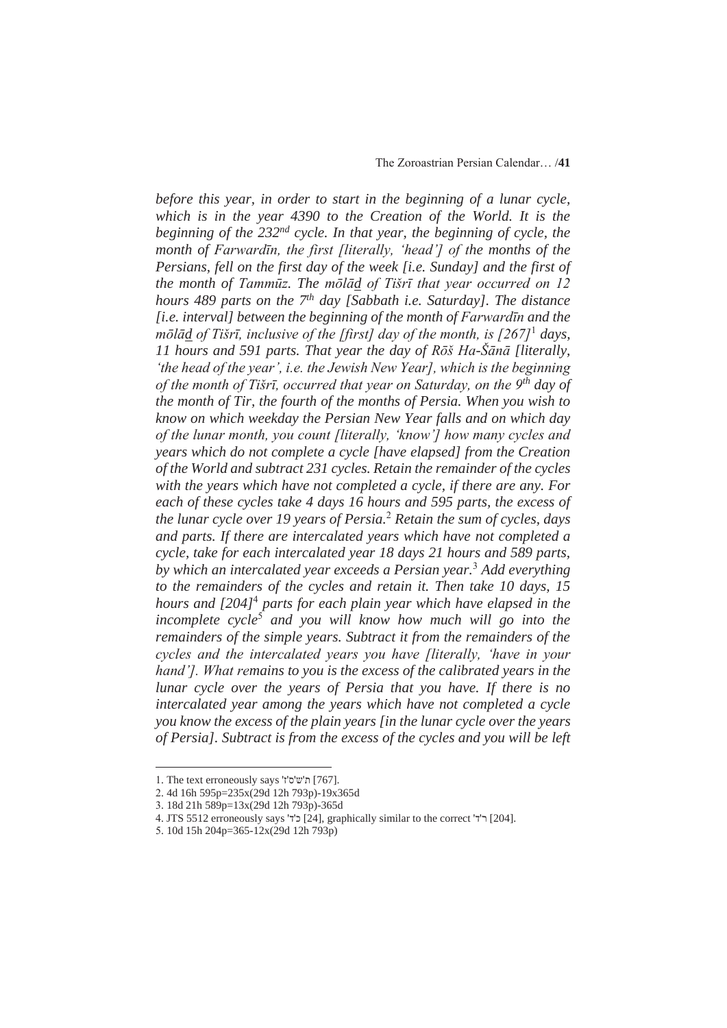*before this year, in order to start in the beginning of a lunar cycle, which is in the year 4390 to the Creation of the World. It is the beginning of the 232nd cycle. In that year, the beginning of cycle, the month of Farwardīn, the first [literally, 'head'] of the months of the Persians, fell on the first day of the week [i.e. Sunday] and the first of the month of Tammūz. The mōlā<u>d</u> of Tišrī that year occurred on 12 hours 489 parts on the 7th day [Sabbath i.e. Saturday]. The distance [i.e. interval] between the beginning of the month of Farwardīn and the mōlā<u>d</u> of Tišrī, inclusive of the [first] day of the month, is [267]*[1] *days, 11 hours and 591 parts. That year the day of Rōš Ha-Šānā [literally, 'the head of the year', i.e. the Jewish New Year], which is the beginning of the month of Tišrī, occurred that year on Saturday, on the 9th day of the month of Tir, the fourth of the months of Persia. When you wish to know on which weekday the Persian New Year falls and on which day of the lunar month, you count [literally, 'know'] how many cycles and years which do not complete a cycle [have elapsed] from the Creation of the World and subtract 231 cycles. Retain the remainder of the cycles with the years which have not completed a cycle, if there are any. For each of these cycles take 4 days 16 hours and 595 parts, the excess of the lunar cycle over 19 years of Persia.*[2] *Retain the sum of cycles, days and parts. If there are intercalated years which have not completed a cycle, take for each intercalated year 18 days 21 hours and 589 parts, by which an intercalated year exceeds a Persian year.*[3] *Add everything to the remainders of the cycles and retain it. Then take 10 days, 15 hours and [204]*[4] *parts for each plain year which have elapsed in the incomplete cycle*[5] *and you will know how much will go into the remainders of the simple years. Subtract it from the remainders of the cycles and the intercalated years you have [literally, 'have in your hand']. What remains to you is the excess of the calibrated years in the lunar cycle over the years of Persia that you have. If there is no intercalated year among the years which have not completed a cycle you know the excess of the plain years [in the lunar cycle over the years of Persia]. Subtract is from the excess of the cycles and you will be left*

---

1. The text erroneously says 'ת'ש'ס'ז' [767].
2. 4d 16h 595p=235x(29d 12h 793p)-19x365d
3. 18d 21h 589p=13x(29d 12h 793p)-365d
4. JTS 5512 erroneously says 'כ'ד' [24], graphically similar to the correct 'ר'ד' [204].
5. 10d 15h 204p=365-12x(29d 12h 793p)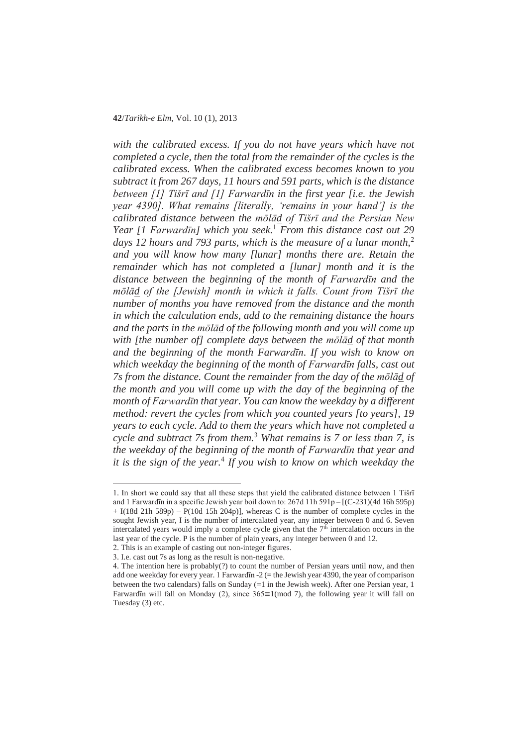*with the calibrated excess. If you do not have years which have not completed a cycle, then the total from the remainder of the cycles is the calibrated excess. When the calibrated excess becomes known to you subtract it from 267 days, 11 hours and 591 parts, which is the distance between [1] Tišrī and [1] Farwardīn in the first year [i.e. the Jewish year 4390]. What remains [literally, 'remains in your hand'] is the calibrated distance between the mōlā͟d of Tišrī and the Persian New Year [1 Farwardīn] which you seek.*[1] *From this distance cast out 29 days 12 hours and 793 parts, which is the measure of a lunar month,*[2] *and you will know how many [lunar] months there are. Retain the remainder which has not completed a [lunar] month and it is the distance between the beginning of the month of Farwardīn and the mōlā͟d of the [Jewish] month in which it falls. Count from Tišrī the number of months you have removed from the distance and the month in which the calculation ends, add to the remaining distance the hours and the parts in the mōlā͟d of the following month and you will come up with [the number of] complete days between the mōlā͟d of that month and the beginning of the month Farwardīn. If you wish to know on which weekday the beginning of the month of Farwardīn falls, cast out 7s from the distance. Count the remainder from the day of the mōlā͟d of the month and you will come up with the day of the beginning of the month of Farwardīn that year. You can know the weekday by a different method: revert the cycles from which you counted years [to years], 19 years to each cycle. Add to them the years which have not completed a cycle and subtract 7s from them.*[3] *What remains is 7 or less than 7, is the weekday of the beginning of the month of Farwardīn that year and it is the sign of the year.*[4] *If you wish to know on which weekday the*

---

1. In short we could say that all these steps that yield the calibrated distance between 1 Tišrī and 1 Farwardīn in a specific Jewish year boil down to: 267d 11h 591p – [(C-231)(4d 16h 595p) + I(18d 21h 589p) – P(10d 15h 204p)], whereas C is the number of complete cycles in the sought Jewish year, I is the number of intercalated year, any integer between 0 and 6. Seven intercalated years would imply a complete cycle given that the 7$^{th}$ intercalation occurs in the last year of the cycle. P is the number of plain years, any integer between 0 and 12.

2. This is an example of casting out non-integer figures.

3. I.e. cast out 7s as long as the result is non-negative.

4. The intention here is probably(?) to count the number of Persian years until now, and then add one weekday for every year. 1 Farwardīn -2 (= the Jewish year 4390, the year of comparison between the two calendars) falls on Sunday (=1 in the Jewish week). After one Persian year, 1 Farwardīn will fall on Monday (2), since $365 \equiv 1 \pmod 7$, the following year it will fall on Tuesday (3) etc.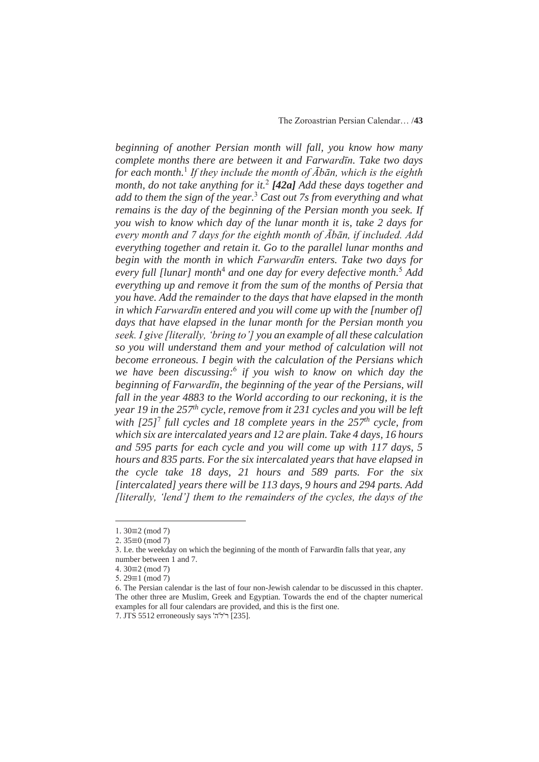*beginning of another Persian month will fall, you know how many complete months there are between it and Farwardīn. Take two days for each month.*[1] *If they include the month of Ābān, which is the eighth month, do not take anything for it.*[2] ***[42a]*** *Add these days together and add to them the sign of the year.*[3] *Cast out 7s from everything and what remains is the day of the beginning of the Persian month you seek. If you wish to know which day of the lunar month it is, take 2 days for every month and 7 days for the eighth month of Ābān, if included. Add everything together and retain it. Go to the parallel lunar months and begin with the month in which Farwardīn enters. Take two days for every full [lunar] month*[4] *and one day for every defective month.*[5] *Add everything up and remove it from the sum of the months of Persia that you have. Add the remainder to the days that have elapsed in the month in which Farwardīn entered and you will come up with the [number of] days that have elapsed in the lunar month for the Persian month you seek. I give [literally, 'bring to'] you an example of all these calculation so you will understand them and your method of calculation will not become erroneous. I begin with the calculation of the Persians which we have been discussing:*[6] *if you wish to know on which day the beginning of Farwardīn, the beginning of the year of the Persians, will fall in the year 4883 to the World according to our reckoning, it is the year 19 in the 257*$^{th}$ *cycle, remove from it 231 cycles and you will be left with [25]*[7] *full cycles and 18 complete years in the 257*$^{th}$ *cycle, from which six are intercalated years and 12 are plain. Take 4 days, 16 hours and 595 parts for each cycle and you will come up with 117 days, 5 hours and 835 parts. For the six intercalated years that have elapsed in the cycle take 18 days, 21 hours and 589 parts. For the six [intercalated] years there will be 113 days, 9 hours and 294 parts. Add [literally, 'lend'] them to the remainders of the cycles, the days of the*

---

1. $30 \equiv 2 \pmod 7$

2. $35 \equiv 0 \pmod 7$

3. I.e. the weekday on which the beginning of the month of Farwardīn falls that year, any number between 1 and 7.

4. $30 \equiv 2 \pmod 7$

5. $29 \equiv 1 \pmod 7$

6. The Persian calendar is the last of four non-Jewish calendar to be discussed in this chapter. The other three are Muslim, Greek and Egyptian. Towards the end of the chapter numerical examples for all four calendars are provided, and this is the first one.

7. JTS 5512 erroneously says 'רל"ה' [235].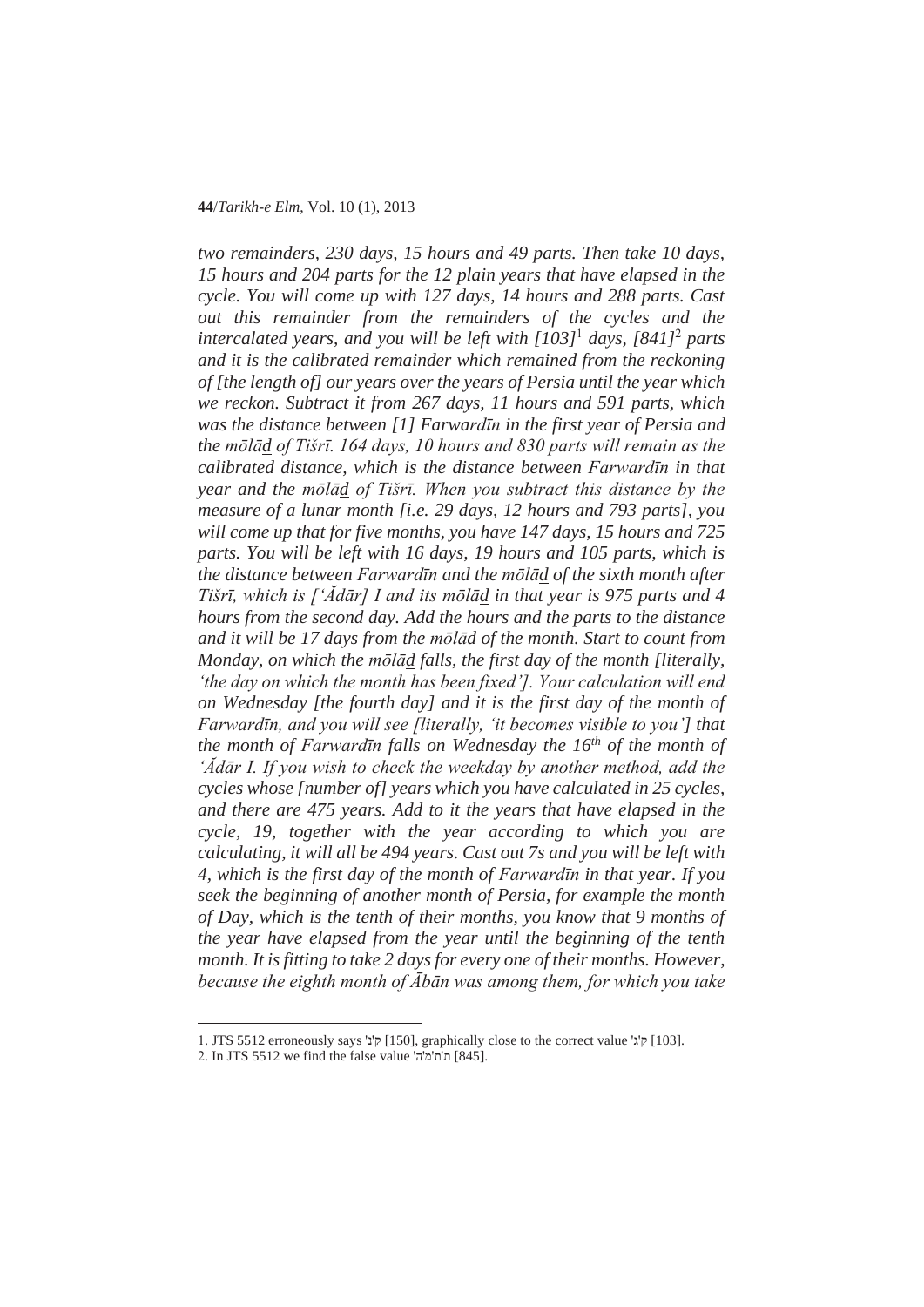*two remainders, 230 days, 15 hours and 49 parts. Then take 10 days, 15 hours and 204 parts for the 12 plain years that have elapsed in the cycle. You will come up with 127 days, 14 hours and 288 parts. Cast out this remainder from the remainders of the cycles and the intercalated years, and you will be left with [103]*[1] *days, [841]*[2] *parts and it is the calibrated remainder which remained from the reckoning of [the length of] our years over the years of Persia until the year which we reckon. Subtract it from 267 days, 11 hours and 591 parts, which was the distance between [1] Farwardīn in the first year of Persia and the mōlā<u>d</u> of Tišrī. 164 days, 10 hours and 830 parts will remain as the calibrated distance, which is the distance between Farwardīn in that year and the mōlā<u>d</u> of Tišrī. When you subtract this distance by the measure of a lunar month [i.e. 29 days, 12 hours and 793 parts], you will come up that for five months, you have 147 days, 15 hours and 725 parts. You will be left with 16 days, 19 hours and 105 parts, which is the distance between Farwardīn and the mōlā<u>d</u> of the sixth month after Tišrī, which is [ʻĂdār] I and its mōlā<u>d</u> in that year is 975 parts and 4 hours from the second day. Add the hours and the parts to the distance and it will be 17 days from the mōlā<u>d</u> of the month. Start to count from Monday, on which the mōlā<u>d</u> falls, the first day of the month [literally, 'the day on which the month has been fixed']. Your calculation will end on Wednesday [the fourth day] and it is the first day of the month of Farwardīn, and you will see [literally, 'it becomes visible to you'] that the month of Farwardīn falls on Wednesday the 16<sup>th</sup> of the month of ʻĂdār I. If you wish to check the weekday by another method, add the cycles whose [number of] years which you have calculated in 25 cycles, and there are 475 years. Add to it the years that have elapsed in the cycle, 19, together with the year according to which you are calculating, it will all be 494 years. Cast out 7s and you will be left with 4, which is the first day of the month of Farwardīn in that year. If you seek the beginning of another month of Persia, for example the month of Day, which is the tenth of their months, you know that 9 months of the year have elapsed from the year until the beginning of the tenth month. It is fitting to take 2 days for every one of their months. However, because the eighth month of Ābān was among them, for which you take*

---

1. JTS 5512 erroneously says 'ק'נ' [150], graphically close to the correct value 'ק'ג' [103].
2. In JTS 5512 we find the false value 'ת'ת'מ'ה' [845].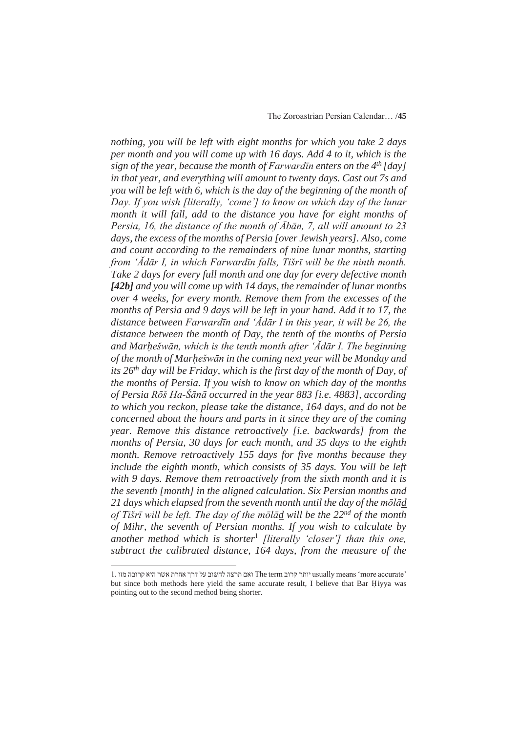*nothing, you will be left with eight months for which you take 2 days per month and you will come up with 16 days. Add 4 to it, which is the sign of the year, because the month of Farwardīn enters on the 4th [day] in that year, and everything will amount to twenty days. Cast out 7s and you will be left with 6, which is the day of the beginning of the month of Day. If you wish [literally, 'come'] to know on which day of the lunar month it will fall, add to the distance you have for eight months of Persia, 16, the distance of the month of Ābān, 7, all will amount to 23 days, the excess of the months of Persia [over Jewish years]. Also, come and count according to the remainders of nine lunar months, starting from 'Ădār I, in which Farwardīn falls, Tišrī will be the ninth month. Take 2 days for every full month and one day for every defective month* ***[42b]*** *and you will come up with 14 days, the remainder of lunar months over 4 weeks, for every month. Remove them from the excesses of the months of Persia and 9 days will be left in your hand. Add it to 17, the distance between Farwardīn and 'Ădār I in this year, it will be 26, the distance between the month of Day, the tenth of the months of Persia and Marḥešwān, which is the tenth month after 'Ădār I. The beginning of the month of Marḥešwān in the coming next year will be Monday and its 26th day will be Friday, which is the first day of the month of Day, of the months of Persia. If you wish to know on which day of the months of Persia Rōš Ha-Šānā occurred in the year 883 [i.e. 4883], according to which you reckon, please take the distance, 164 days, and do not be concerned about the hours and parts in it since they are of the coming year. Remove this distance retroactively [i.e. backwards] from the months of Persia, 30 days for each month, and 35 days to the eighth month. Remove retroactively 155 days for five months because they include the eighth month, which consists of 35 days. You will be left with 9 days. Remove them retroactively from the sixth month and it is the seventh [month] in the aligned calculation. Six Persian months and 21 days which elapsed from the seventh month until the day of the mōlād of Tišrī will be left. The day of the mōlād will be the 22nd of the month of Mihr, the seventh of Persian months. If you wish to calculate by another method which is shorter*[1] *[literally 'closer'] than this one, subtract the calibrated distance, 164 days, from the measure of the*

---

1. ואם תרצה לחשוב על דרך אחרת אשר היא קרובה מזו The term יותר קרוב usually means 'more accurate' but since both methods here yield the same accurate result, I believe that Bar Ḥiyya was pointing out to the second method being shorter.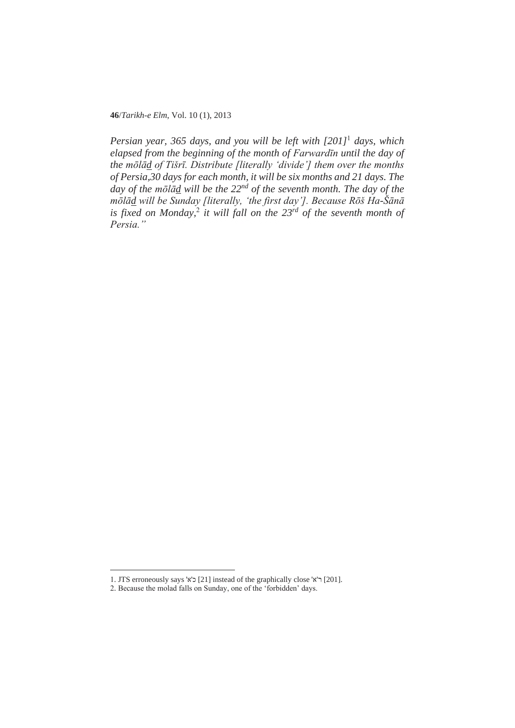*Persian year, 365 days, and you will be left with [201]*[1] *days, which elapsed from the beginning of the month of Farwardīn until the day of the mōlā<u>d</u> of Tišrī. Distribute [literally 'divide'] them over the months of Persia,30 days for each month, it will be six months and 21 days. The day of the mōlā<u>d</u> will be the 22*$^{nd}$ *of the seventh month. The day of the mōlā<u>d</u> will be Sunday [literally, 'the first day']. Because Rōš Ha-Šānā is fixed on Monday,*[2] *it will fall on the 23*$^{rd}$ *of the seventh month of Persia."*

---

1. JTS erroneously says 'כ'א' [21] instead of the graphically close 'ר'א' [201].
2. Because the molad falls on Sunday, one of the 'forbidden' days.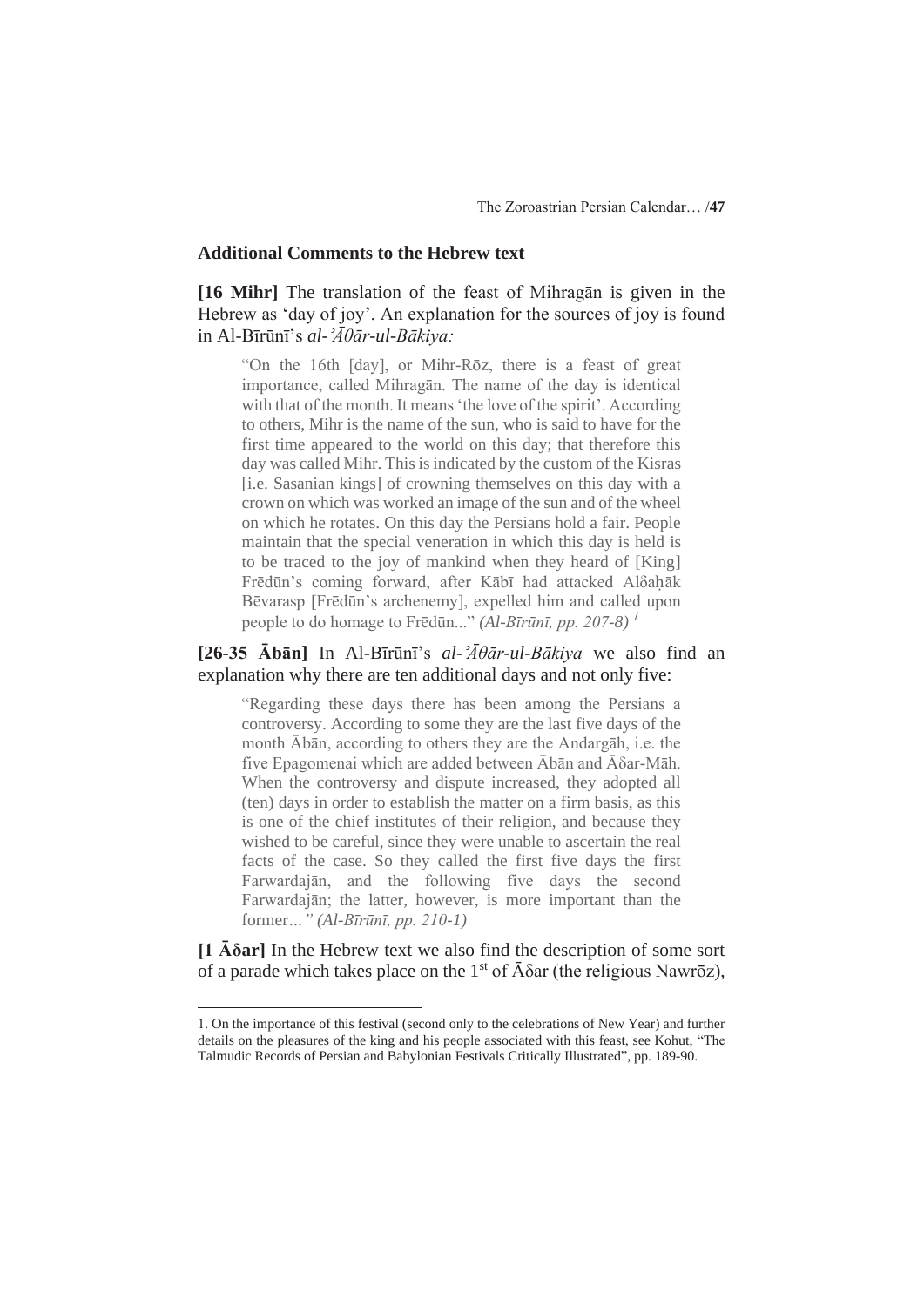## Additional Comments to the Hebrew text

**[16 Mihr]** The translation of the feast of Mihragān is given in the Hebrew as 'day of joy'. An explanation for the sources of joy is found in Al-Bīrūnī's *al-'Āθār-ul-Bākiya:*

> "On the 16th [day], or Mihr-Rōz, there is a feast of great importance, called Mihragān. The name of the day is identical with that of the month. It means 'the love of the spirit'. According to others, Mihr is the name of the sun, who is said to have for the first time appeared to the world on this day; that therefore this day was called Mihr. This is indicated by the custom of the Kisras [i.e. Sasanian kings] of crowning themselves on this day with a crown on which was worked an image of the sun and of the wheel on which he rotates. On this day the Persians hold a fair. People maintain that the special veneration in which this day is held is to be traced to the joy of mankind when they heard of [King] Frēdūn's coming forward, after Kābī had attacked Alδaḥāk Bēvarasp [Frēdūn's archenemy], expelled him and called upon people to do homage to Frēdūn..." *(Al-Bīrūnī, pp. 207-8)* [1]

**[26-35 Ābān]** In Al-Bīrūnī's *al-'Āθār-ul-Bākiya* we also find an explanation why there are ten additional days and not only five:

> "Regarding these days there has been among the Persians a controversy. According to some they are the last five days of the month Ābān, according to others they are the Andargāh, i.e. the five Epagomenai which are added between Ābān and Āδar-Māh. When the controversy and dispute increased, they adopted all (ten) days in order to establish the matter on a firm basis, as this is one of the chief institutes of their religion, and because they wished to be careful, since they were unable to ascertain the real facts of the case. So they called the first five days the first Farwardajān, and the following five days the second Farwardajān; the latter, however, is more important than the former..." *(Al-Bīrūnī, pp. 210-1)*

**[1 Āδar]** In the Hebrew text we also find the description of some sort of a parade which takes place on the 1st of Āδar (the religious Nawrōz),

---

1. On the importance of this festival (second only to the celebrations of New Year) and further details on the pleasures of the king and his people associated with this feast, see Kohut, "The Talmudic Records of Persian and Babylonian Festivals Critically Illustrated", pp. 189-90.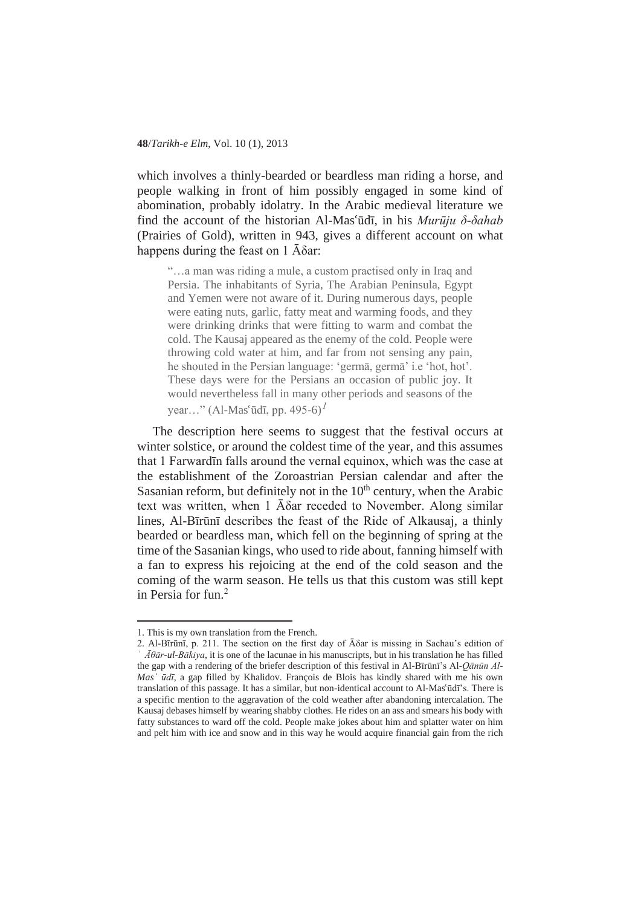which involves a thinly-bearded or beardless man riding a horse, and people walking in front of him possibly engaged in some kind of abomination, probably idolatry. In the Arabic medieval literature we find the account of the historian Al-Masʿūdī, in his *Murūju δ-δahab* (Prairies of Gold), written in 943, gives a different account on what happens during the feast on 1 Āδar:

> "…a man was riding a mule, a custom practised only in Iraq and Persia. The inhabitants of Syria, The Arabian Peninsula, Egypt and Yemen were not aware of it. During numerous days, people were eating nuts, garlic, fatty meat and warming foods, and they were drinking drinks that were fitting to warm and combat the cold. The Kausaj appeared as the enemy of the cold. People were throwing cold water at him, and far from not sensing any pain, he shouted in the Persian language: 'germā, germā' i.e 'hot, hot'. These days were for the Persians an occasion of public joy. It would nevertheless fall in many other periods and seasons of the year…" (Al-Masʿūdī, pp. 495-6)[1]

The description here seems to suggest that the festival occurs at winter solstice, or around the coldest time of the year, and this assumes that 1 Farwardīn falls around the vernal equinox, which was the case at the establishment of the Zoroastrian Persian calendar and after the Sasanian reform, but definitely not in the 10th century, when the Arabic text was written, when 1 Āδar receded to November. Along similar lines, Al-Bīrūnī describes the feast of the Ride of Alkausaj, a thinly bearded or beardless man, which fell on the beginning of spring at the time of the Sasanian kings, who used to ride about, fanning himself with a fan to express his rejoicing at the end of the cold season and the coming of the warm season. He tells us that this custom was still kept in Persia for fun.[2]

---

1. This is my own translation from the French.

2. Al-Bīrūnī, p. 211. The section on the first day of Āδar is missing in Sachau's edition of *ʾĀθār-ul-Bākiya*, it is one of the lacunae in his manuscripts, but in his translation he has filled the gap with a rendering of the briefer description of this festival in Al-Bīrūnī's Al-*Qānūn Al-Masʿūdī*, a gap filled by Khalidov. François de Blois has kindly shared with me his own translation of this passage. It has a similar, but non-identical account to Al-Masʿūdī's. There is a specific mention to the aggravation of the cold weather after abandoning intercalation. The Kausaj debases himself by wearing shabby clothes. He rides on an ass and smears his body with fatty substances to ward off the cold. People make jokes about him and splatter water on him and pelt him with ice and snow and in this way he would acquire financial gain from the rich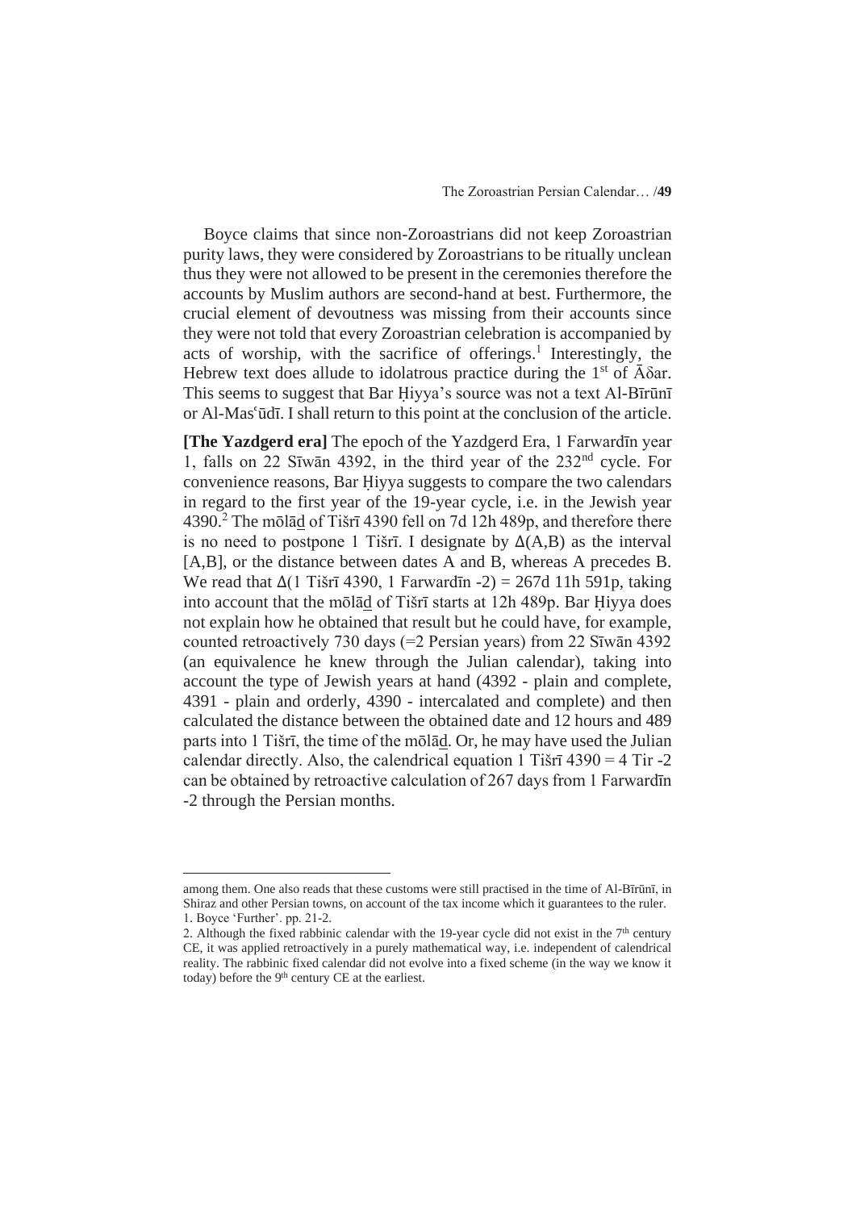Boyce claims that since non-Zoroastrians did not keep Zoroastrian purity laws, they were considered by Zoroastrians to be ritually unclean thus they were not allowed to be present in the ceremonies therefore the accounts by Muslim authors are second-hand at best. Furthermore, the crucial element of devoutness was missing from their accounts since they were not told that every Zoroastrian celebration is accompanied by acts of worship, with the sacrifice of offerings.[1] Interestingly, the Hebrew text does allude to idolatrous practice during the 1st of Āδar. This seems to suggest that Bar Ḥiyya's source was not a text Al-Bīrūnī or Al-Masʿūdī. I shall return to this point at the conclusion of the article.

**[The Yazdgerd era]** The epoch of the Yazdgerd Era, 1 Farwardīn year 1, falls on 22 Sīwān 4392, in the third year of the 232nd cycle. For convenience reasons, Bar Ḥiyya suggests to compare the two calendars in regard to the first year of the 19-year cycle, i.e. in the Jewish year 4390.[2] The mōlā<u>d</u> of Tišrī 4390 fell on 7d 12h 489p, and therefore there is no need to postpone 1 Tišrī. I designate by $\Delta(A,B)$ as the interval [A,B], or the distance between dates A and B, whereas A precedes B. We read that $\Delta$(1 Tišrī 4390, 1 Farwardīn -2) = 267d 11h 591p, taking into account that the mōlā<u>d</u> of Tišrī starts at 12h 489p. Bar Ḥiyya does not explain how he obtained that result but he could have, for example, counted retroactively 730 days (=2 Persian years) from 22 Sīwān 4392 (an equivalence he knew through the Julian calendar), taking into account the type of Jewish years at hand (4392 - plain and complete, 4391 - plain and orderly, 4390 - intercalated and complete) and then calculated the distance between the obtained date and 12 hours and 489 parts into 1 Tišrī, the time of the mōlā<u>d</u>. Or, he may have used the Julian calendar directly. Also, the calendrical equation 1 Tišrī 4390 = 4 Tir -2 can be obtained by retroactive calculation of 267 days from 1 Farwardīn -2 through the Persian months.

---

among them. One also reads that these customs were still practised in the time of Al-Bīrūnī, in Shiraz and other Persian towns, on account of the tax income which it guarantees to the ruler.

1. Boyce 'Further'. pp. 21-2.

2. Although the fixed rabbinic calendar with the 19-year cycle did not exist in the 7th century CE, it was applied retroactively in a purely mathematical way, i.e. independent of calendrical reality. The rabbinic fixed calendar did not evolve into a fixed scheme (in the way we know it today) before the 9th century CE at the earliest.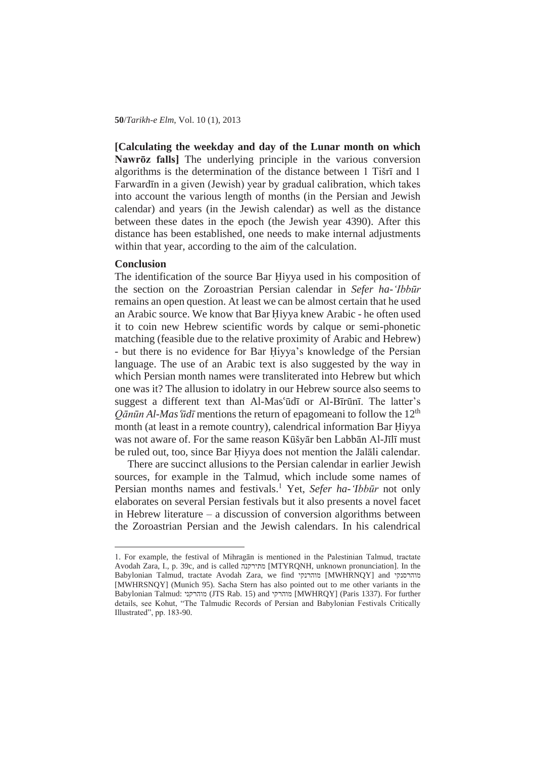**[Calculating the weekday and day of the Lunar month on which Nawrōz falls]** The underlying principle in the various conversion algorithms is the determination of the distance between 1 Tišrī and 1 Farwardīn in a given (Jewish) year by gradual calibration, which takes into account the various length of months (in the Persian and Jewish calendar) and years (in the Jewish calendar) as well as the distance between these dates in the epoch (the Jewish year 4390). After this distance has been established, one needs to make internal adjustments within that year, according to the aim of the calculation.

### Conclusion

The identification of the source Bar Ḥiyya used in his composition of the section on the Zoroastrian Persian calendar in *Sefer ha-'Ibbūr* remains an open question. At least we can be almost certain that he used an Arabic source. We know that Bar Ḥiyya knew Arabic - he often used it to coin new Hebrew scientific words by calque or semi-phonetic matching (feasible due to the relative proximity of Arabic and Hebrew) - but there is no evidence for Bar Ḥiyya's knowledge of the Persian language. The use of an Arabic text is also suggested by the way in which Persian month names were transliterated into Hebrew but which one was it? The allusion to idolatry in our Hebrew source also seems to suggest a different text than Al-Masʿūdī or Al-Bīrūnī. The latter's *Qānūn Al-Masʿūdī* mentions the return of epagomeani to follow the 12th month (at least in a remote country), calendrical information Bar Ḥiyya was not aware of. For the same reason Kūšyār ben Labbān Al-Jīlī must be ruled out, too, since Bar Ḥiyya does not mention the Jalāli calendar.

There are succinct allusions to the Persian calendar in earlier Jewish sources, for example in the Talmud, which include some names of Persian months names and festivals.[1] Yet, *Sefer ha-'Ibbūr* not only elaborates on several Persian festivals but it also presents a novel facet in Hebrew literature – a discussion of conversion algorithms between the Zoroastrian Persian and the Jewish calendars. In his calendrical

---

1. For example, the festival of Mihragān is mentioned in the Palestinian Talmud, tractate Avodah Zara, I., p. 39c, and is called מתירקנה [MTYRQNH, unknown pronunciation]. In the Babylonian Talmud, tractate Avodah Zara, we find מוהרנקי [MWHRNQY] and מוהרסנקי [MWHRSNQY] (Munich 95). Sacha Stern has also pointed out to me other variants in the Babylonian Talmud: מוהרקני (JTS Rab. 15) and מוהרקי [MWHRQY] (Paris 1337). For further details, see Kohut, "The Talmudic Records of Persian and Babylonian Festivals Critically Illustrated", pp. 183-90.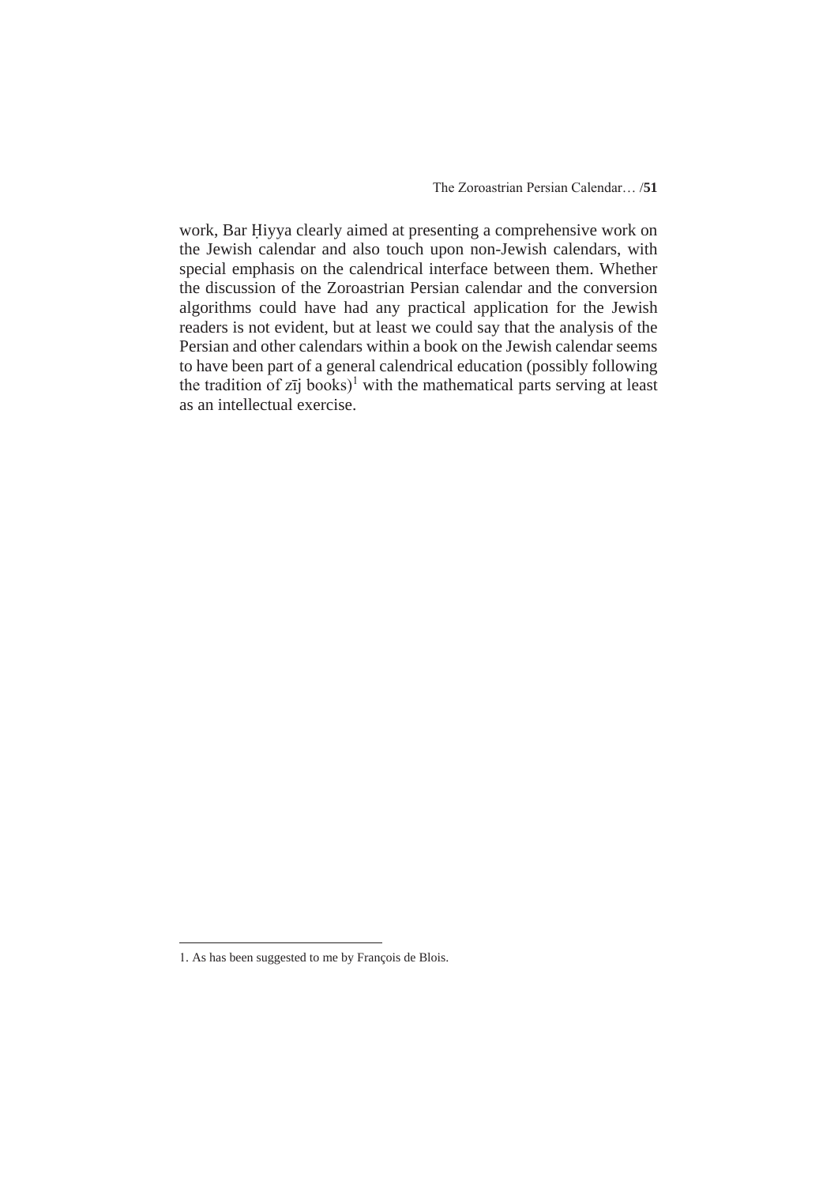work, Bar Ḥiyya clearly aimed at presenting a comprehensive work on the Jewish calendar and also touch upon non-Jewish calendars, with special emphasis on the calendrical interface between them. Whether the discussion of the Zoroastrian Persian calendar and the conversion algorithms could have had any practical application for the Jewish readers is not evident, but at least we could say that the analysis of the Persian and other calendars within a book on the Jewish calendar seems to have been part of a general calendrical education (possibly following the tradition of zīj books)[1] with the mathematical parts serving at least as an intellectual exercise.

---

1. As has been suggested to me by François de Blois.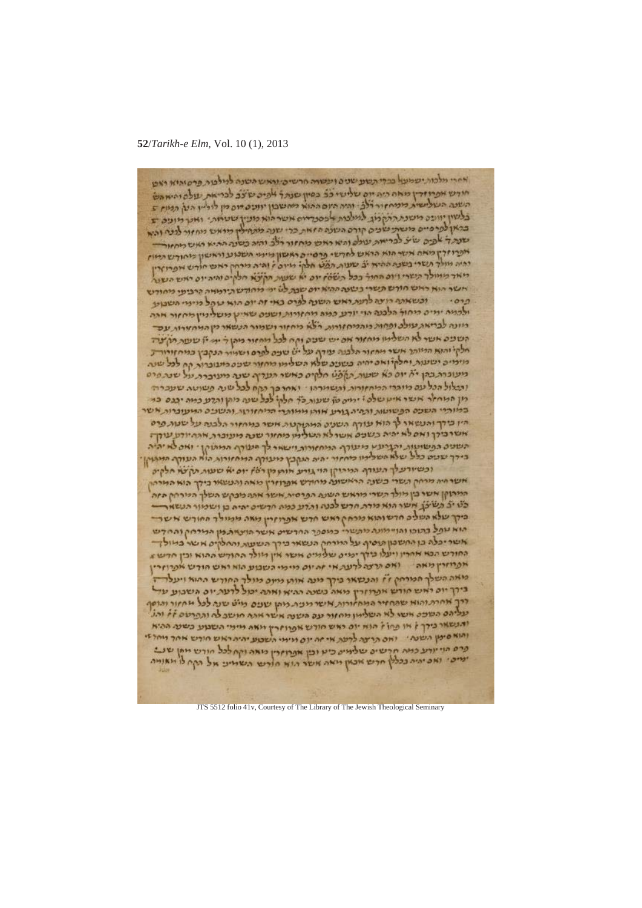JTS 5512 folio 41v, Courtesy of The Library of The Jewish Theological Seminary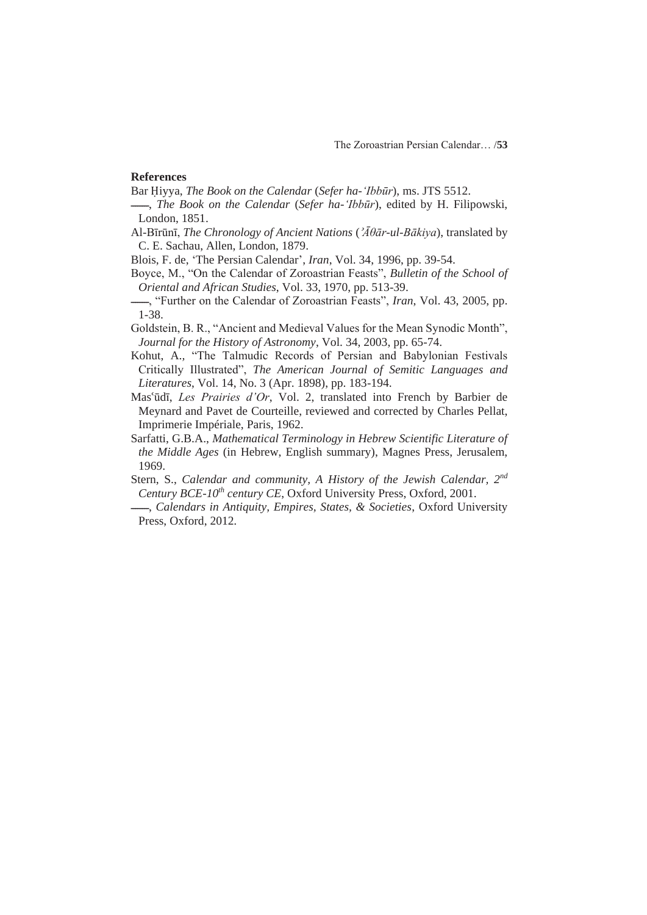## References

Bar Ḥiyya, *The Book on the Calendar* (*Sefer ha-ʻIbbūr*), ms. JTS 5512.

——, *The Book on the Calendar* (*Sefer ha-ʻIbbūr*), edited by H. Filipowski, London, 1851.

Al-Bīrūnī, *The Chronology of Ancient Nations* (*ʼĀθār-ul-Bākiya*), translated by C. E. Sachau, Allen, London, 1879.

Blois, F. de, 'The Persian Calendar', *Iran*, Vol. 34, 1996, pp. 39-54.

Boyce, M., "On the Calendar of Zoroastrian Feasts", *Bulletin of the School of Oriental and African Studies*, Vol. 33, 1970, pp. 513-39.

——, "Further on the Calendar of Zoroastrian Feasts", *Iran*, Vol. 43, 2005, pp. 1-38.

Goldstein, B. R., "Ancient and Medieval Values for the Mean Synodic Month", *Journal for the History of Astronomy*, Vol. 34, 2003, pp. 65-74.

Kohut, A., "The Talmudic Records of Persian and Babylonian Festivals Critically Illustrated", *The American Journal of Semitic Languages and Literatures*, Vol. 14, No. 3 (Apr. 1898), pp. 183-194.

Masʻūdī, *Les Prairies d'Or*, Vol. 2, translated into French by Barbier de Meynard and Pavet de Courteille, reviewed and corrected by Charles Pellat, Imprimerie Impériale, Paris, 1962.

Sarfatti, G.B.A., *Mathematical Terminology in Hebrew Scientific Literature of the Middle Ages* (in Hebrew, English summary), Magnes Press, Jerusalem, 1969.

Stern, S., *Calendar and community, A History of the Jewish Calendar, 2nd Century BCE-10th century CE*, Oxford University Press, Oxford, 2001.

——, *Calendars in Antiquity, Empires, States, & Societies*, Oxford University Press, Oxford, 2012.